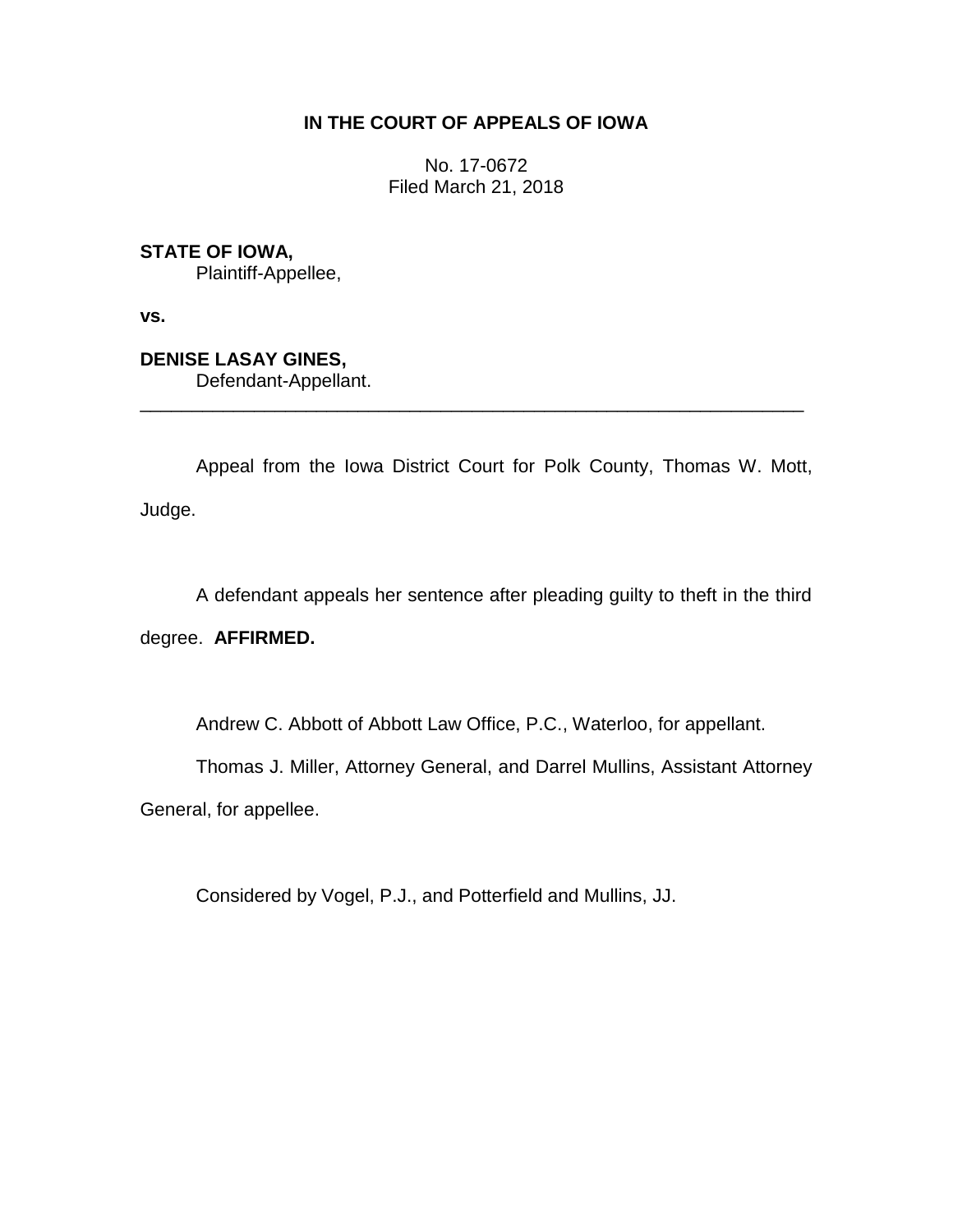**IN THE COURT OF APPEALS OF IOWA**

No. 17-0672
Filed March 21, 2018

**STATE OF IOWA,**
Plaintiff-Appellee,

**vs.**

**DENISE LASAY GINES,**
Defendant-Appellant.

---

Appeal from the Iowa District Court for Polk County, Thomas W. Mott, Judge.

A defendant appeals her sentence after pleading guilty to theft in the third degree. **AFFIRMED.**

Andrew C. Abbott of Abbott Law Office, P.C., Waterloo, for appellant.

Thomas J. Miller, Attorney General, and Darrel Mullins, Assistant Attorney General, for appellee.

Considered by Vogel, P.J., and Potterfield and Mullins, JJ.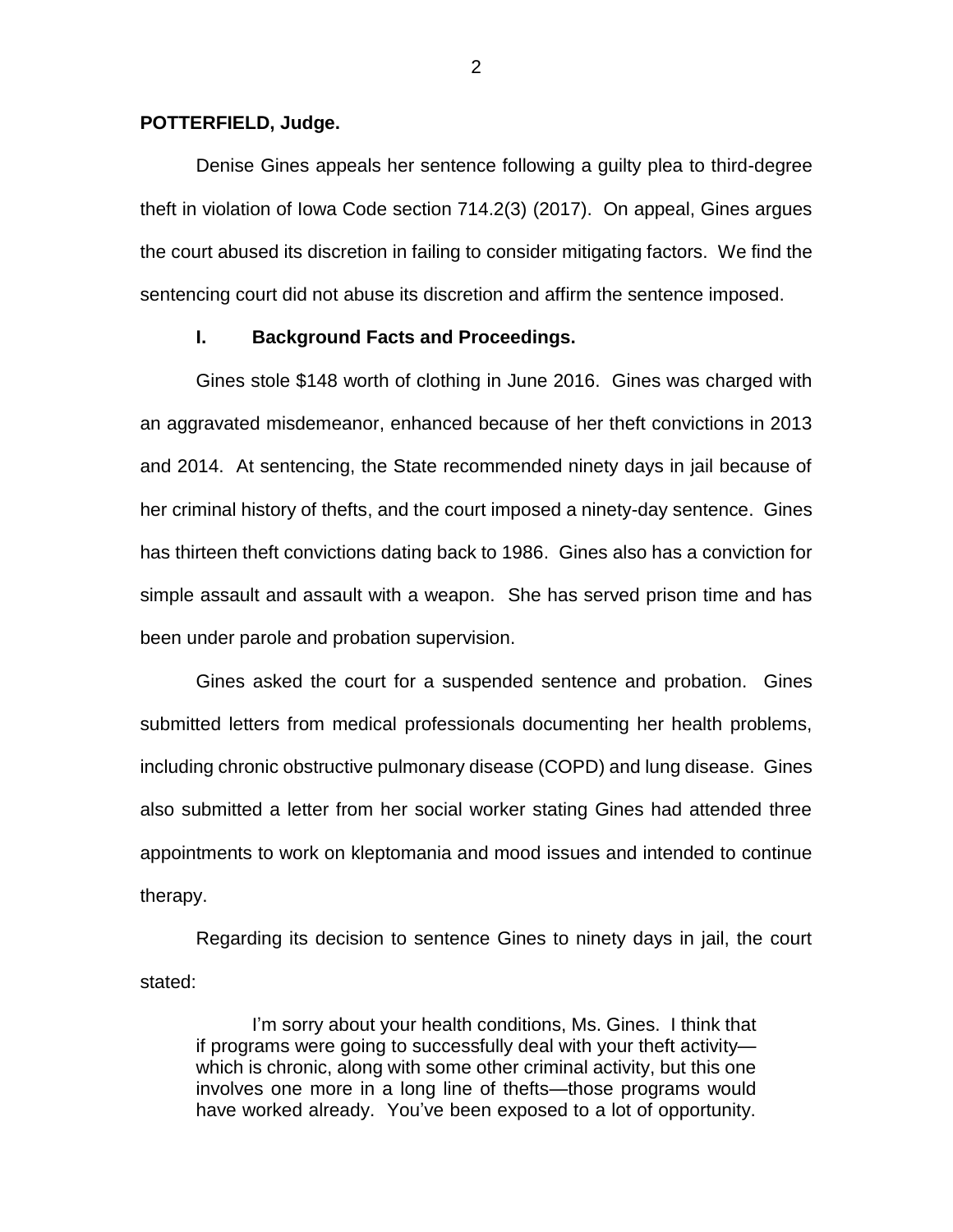**POTTERFIELD, Judge.**

Denise Gines appeals her sentence following a guilty plea to third-degree theft in violation of Iowa Code section 714.2(3) (2017). On appeal, Gines argues the court abused its discretion in failing to consider mitigating factors. We find the sentencing court did not abuse its discretion and affirm the sentence imposed.

## I. Background Facts and Proceedings.

Gines stole $148 worth of clothing in June 2016. Gines was charged with an aggravated misdemeanor, enhanced because of her theft convictions in 2013 and 2014. At sentencing, the State recommended ninety days in jail because of her criminal history of thefts, and the court imposed a ninety-day sentence. Gines has thirteen theft convictions dating back to 1986. Gines also has a conviction for simple assault and assault with a weapon. She has served prison time and has been under parole and probation supervision.

Gines asked the court for a suspended sentence and probation. Gines submitted letters from medical professionals documenting her health problems, including chronic obstructive pulmonary disease (COPD) and lung disease. Gines also submitted a letter from her social worker stating Gines had attended three appointments to work on kleptomania and mood issues and intended to continue therapy.

Regarding its decision to sentence Gines to ninety days in jail, the court stated:

> I'm sorry about your health conditions, Ms. Gines. I think that if programs were going to successfully deal with your theft activity—which is chronic, along with some other criminal activity, but this one involves one more in a long line of thefts—those programs would have worked already. You've been exposed to a lot of opportunity.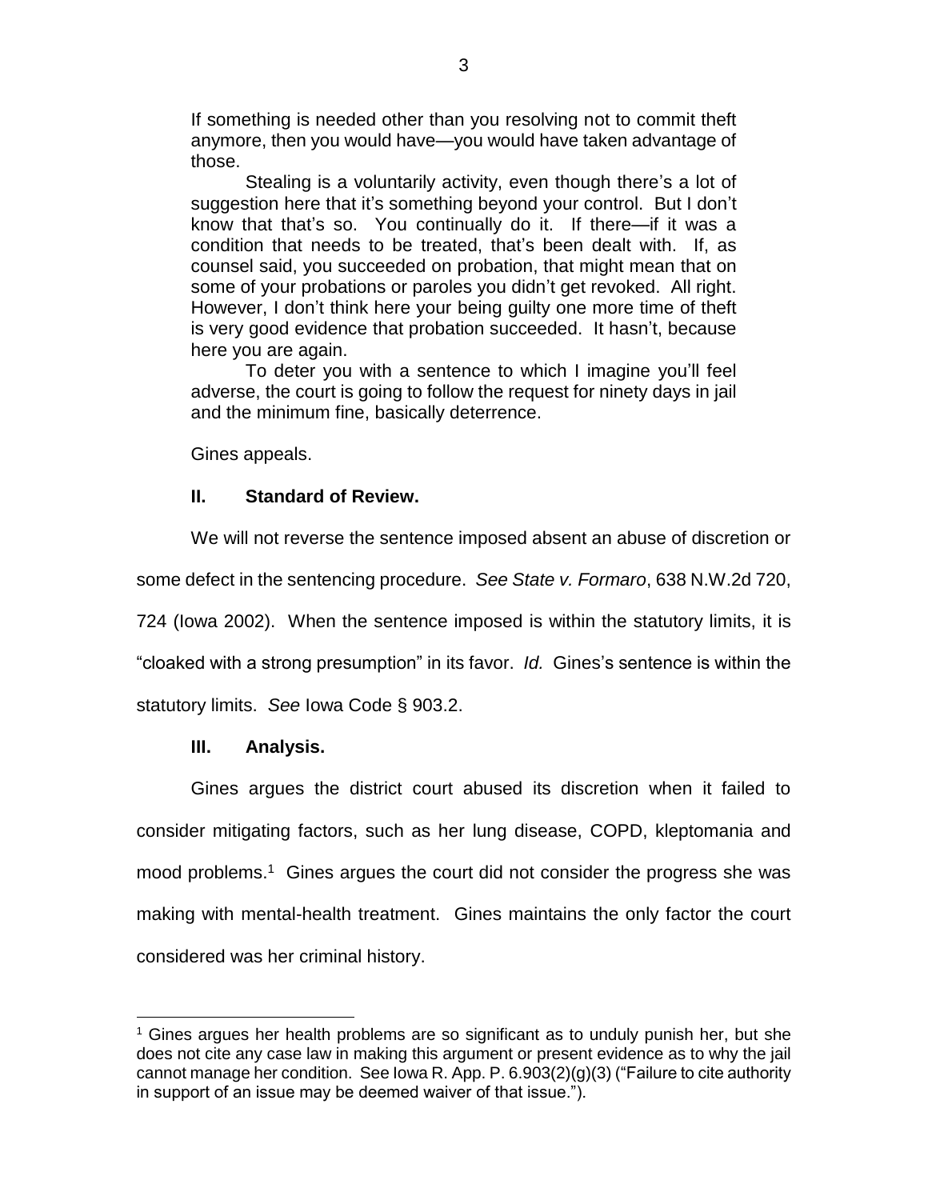> If something is needed other than you resolving not to commit theft anymore, then you would have—you would have taken advantage of those.
>
> Stealing is a voluntarily activity, even though there's a lot of suggestion here that it's something beyond your control. But I don't know that that's so. You continually do it. If there—if it was a condition that needs to be treated, that's been dealt with. If, as counsel said, you succeeded on probation, that might mean that on some of your probations or paroles you didn't get revoked. All right. However, I don't think here your being guilty one more time of theft is very good evidence that probation succeeded. It hasn't, because here you are again.
>
> To deter you with a sentence to which I imagine you'll feel adverse, the court is going to follow the request for ninety days in jail and the minimum fine, basically deterrence.

Gines appeals.

## II. Standard of Review.

We will not reverse the sentence imposed absent an abuse of discretion or some defect in the sentencing procedure. *See State v. Formaro*, 638 N.W.2d 720, 724 (Iowa 2002). When the sentence imposed is within the statutory limits, it is "cloaked with a strong presumption" in its favor. *Id.* Gines's sentence is within the statutory limits. *See* Iowa Code § 903.2.

## III. Analysis.

Gines argues the district court abused its discretion when it failed to consider mitigating factors, such as her lung disease, COPD, kleptomania and mood problems.[1] Gines argues the court did not consider the progress she was making with mental-health treatment. Gines maintains the only factor the court considered was her criminal history.

---

[1] Gines argues her health problems are so significant as to unduly punish her, but she does not cite any case law in making this argument or present evidence as to why the jail cannot manage her condition. See Iowa R. App. P. 6.903(2)(g)(3) ("Failure to cite authority in support of an issue may be deemed waiver of that issue.").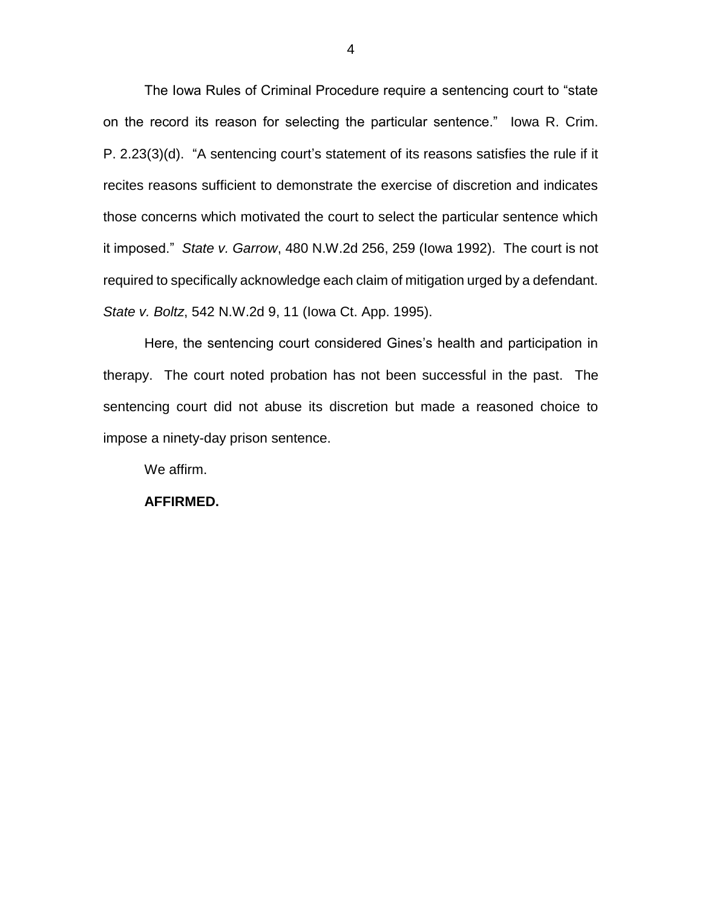The Iowa Rules of Criminal Procedure require a sentencing court to "state on the record its reason for selecting the particular sentence." Iowa R. Crim. P. 2.23(3)(d). "A sentencing court's statement of its reasons satisfies the rule if it recites reasons sufficient to demonstrate the exercise of discretion and indicates those concerns which motivated the court to select the particular sentence which it imposed." *State v. Garrow*, 480 N.W.2d 256, 259 (Iowa 1992). The court is not required to specifically acknowledge each claim of mitigation urged by a defendant. *State v. Boltz*, 542 N.W.2d 9, 11 (Iowa Ct. App. 1995).

Here, the sentencing court considered Gines's health and participation in therapy. The court noted probation has not been successful in the past. The sentencing court did not abuse its discretion but made a reasoned choice to impose a ninety-day prison sentence.

We affirm.

**AFFIRMED.**